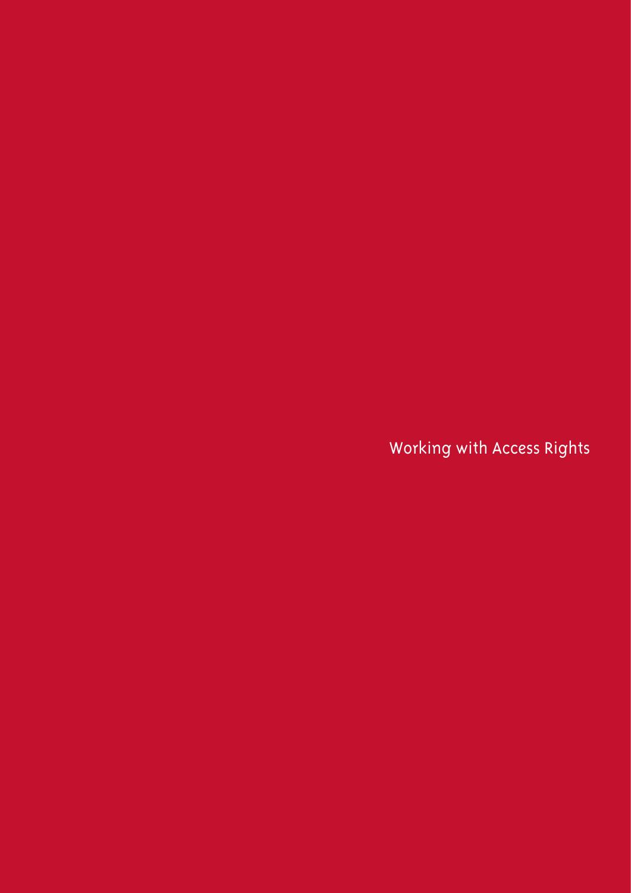# Working with Access Rights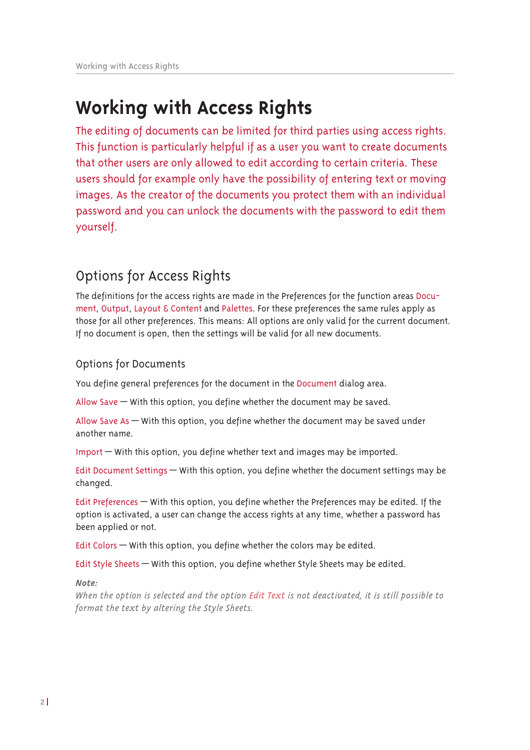# Working with Access Rights

The editing of documents can be limited for third parties using access rights. This function is particularly helpful if as a user you want to create documents that other users are only allowed to edit according to certain criteria. These users should for example only have the possibility of entering text or moving images. As the creator of the documents you protect them with an individual password and you can unlock the documents with the password to edit them yourself.

## Options for Access Rights

The definitions for the access rights are made in the Preferences for the function areas Document, Output, Layout & Content and Palettes. For these preferences the same rules apply as those for all other preferences. This means: All options are only valid for the current document. If no document is open, then the settings will be valid for all new documents.

### Options for Documents

You define general preferences for the document in the Document dialog area.

Allow Save — With this option, you define whether the document may be saved.

Allow Save As — With this option, you define whether the document may be saved under another name.

Import — With this option, you define whether text and images may be imported.

Edit Document Settings — With this option, you define whether the document settings may be changed.

Edit Preferences — With this option, you define whether the Preferences may be edited. If the option is activated, a user can change the access rights at any time, whether a password has been applied or not.

Edit Colors — With this option, you define whether the colors may be edited.

Edit Style Sheets — With this option, you define whether Style Sheets may be edited.

***Note:***
*When the option is selected and the option Edit Text is not deactivated, it is still possible to format the text by altering the Style Sheets.*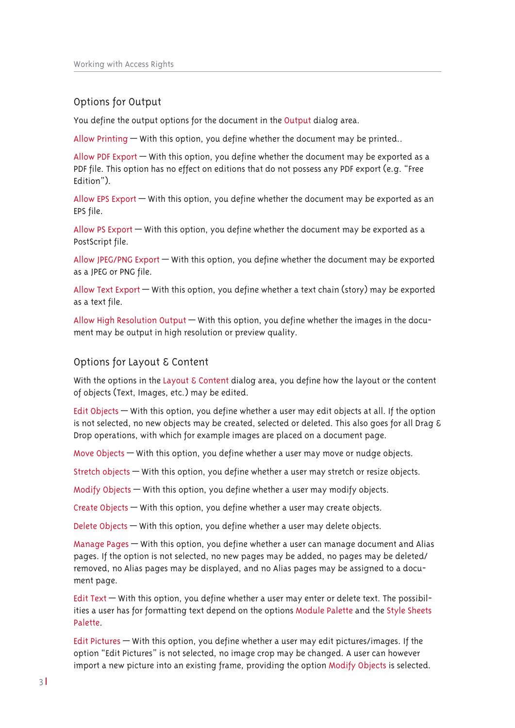## Options for Output

You define the output options for the document in the Output dialog area.

Allow Printing — With this option, you define whether the document may be printed..

Allow PDF Export — With this option, you define whether the document may be exported as a PDF file. This option has no effect on editions that do not possess any PDF export (e.g. "Free Edition").

Allow EPS Export — With this option, you define whether the document may be exported as an EPS file.

Allow PS Export — With this option, you define whether the document may be exported as a PostScript file.

Allow JPEG/PNG Export — With this option, you define whether the document may be exported as a JPEG or PNG file.

Allow Text Export — With this option, you define whether a text chain (story) may be exported as a text file.

Allow High Resolution Output — With this option, you define whether the images in the document may be output in high resolution or preview quality.

## Options for Layout & Content

With the options in the Layout & Content dialog area, you define how the layout or the content of objects (Text, Images, etc.) may be edited.

Edit Objects — With this option, you define whether a user may edit objects at all. If the option is not selected, no new objects may be created, selected or deleted. This also goes for all Drag & Drop operations, with which for example images are placed on a document page.

Move Objects — With this option, you define whether a user may move or nudge objects.

Stretch objects — With this option, you define whether a user may stretch or resize objects.

Modify Objects — With this option, you define whether a user may modify objects.

Create Objects — With this option, you define whether a user may create objects.

Delete Objects — With this option, you define whether a user may delete objects.

Manage Pages — With this option, you define whether a user can manage document and Alias pages. If the option is not selected, no new pages may be added, no pages may be deleted/removed, no Alias pages may be displayed, and no Alias pages may be assigned to a document page.

Edit Text — With this option, you define whether a user may enter or delete text. The possibilities a user has for formatting text depend on the options Module Palette and the Style Sheets Palette.

Edit Pictures — With this option, you define whether a user may edit pictures/images. If the option "Edit Pictures" is not selected, no image crop may be changed. A user can however import a new picture into an existing frame, providing the option Modify Objects is selected.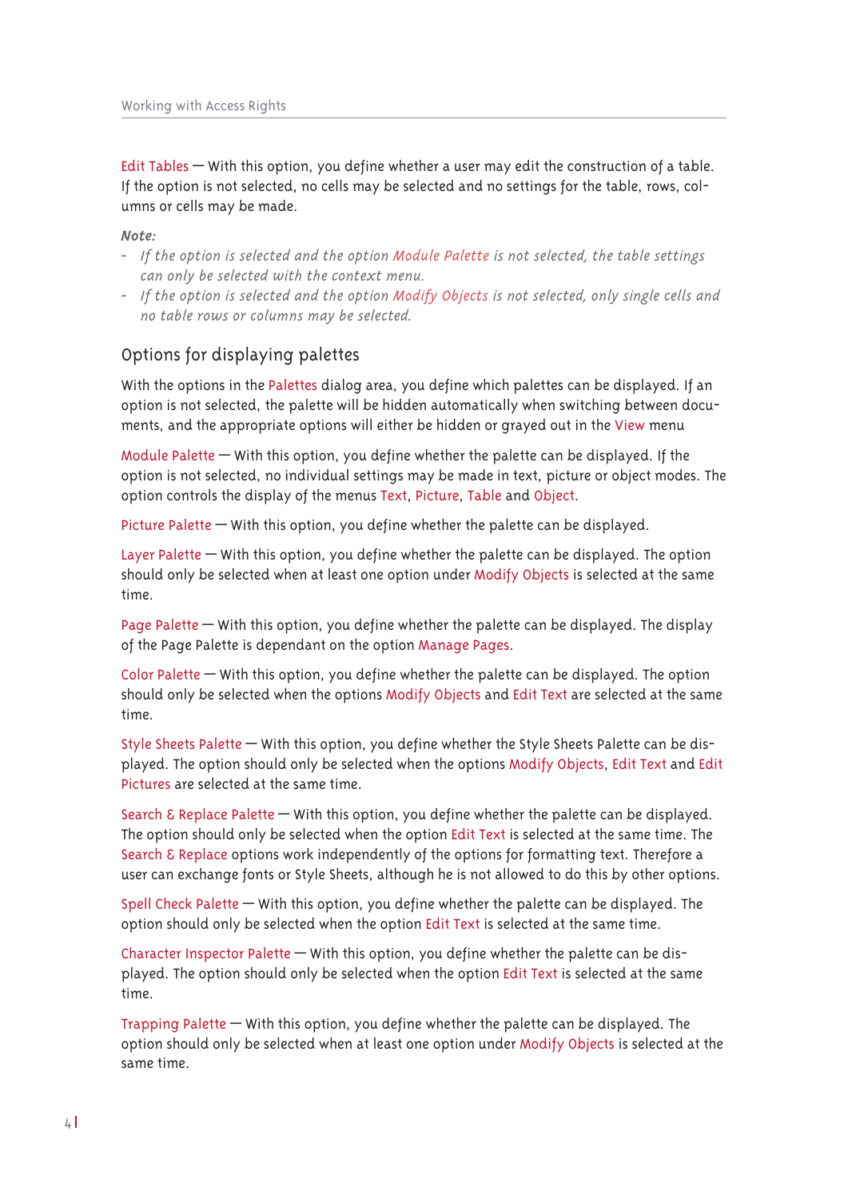Edit Tables — With this option, you define whether a user may edit the construction of a table. If the option is not selected, no cells may be selected and no settings for the table, rows, columns or cells may be made.

***Note:***

- *If the option is selected and the option Module Palette is not selected, the table settings can only be selected with the context menu.*
- *If the option is selected and the option Modify Objects is not selected, only single cells and no table rows or columns may be selected.*

## Options for displaying palettes

With the options in the Palettes dialog area, you define which palettes can be displayed. If an option is not selected, the palette will be hidden automatically when switching between documents, and the appropriate options will either be hidden or grayed out in the View menu

Module Palette — With this option, you define whether the palette can be displayed. If the option is not selected, no individual settings may be made in text, picture or object modes. The option controls the display of the menus Text, Picture, Table and Object.

Picture Palette — With this option, you define whether the palette can be displayed.

Layer Palette — With this option, you define whether the palette can be displayed. The option should only be selected when at least one option under Modify Objects is selected at the same time.

Page Palette — With this option, you define whether the palette can be displayed. The display of the Page Palette is dependant on the option Manage Pages.

Color Palette — With this option, you define whether the palette can be displayed. The option should only be selected when the options Modify Objects and Edit Text are selected at the same time.

Style Sheets Palette — With this option, you define whether the Style Sheets Palette can be displayed. The option should only be selected when the options Modify Objects, Edit Text and Edit Pictures are selected at the same time.

Search & Replace Palette — With this option, you define whether the palette can be displayed. The option should only be selected when the option Edit Text is selected at the same time. The Search & Replace options work independently of the options for formatting text. Therefore a user can exchange fonts or Style Sheets, although he is not allowed to do this by other options.

Spell Check Palette — With this option, you define whether the palette can be displayed. The option should only be selected when the option Edit Text is selected at the same time.

Character Inspector Palette — With this option, you define whether the palette can be displayed. The option should only be selected when the option Edit Text is selected at the same time.

Trapping Palette — With this option, you define whether the palette can be displayed. The option should only be selected when at least one option under Modify Objects is selected at the same time.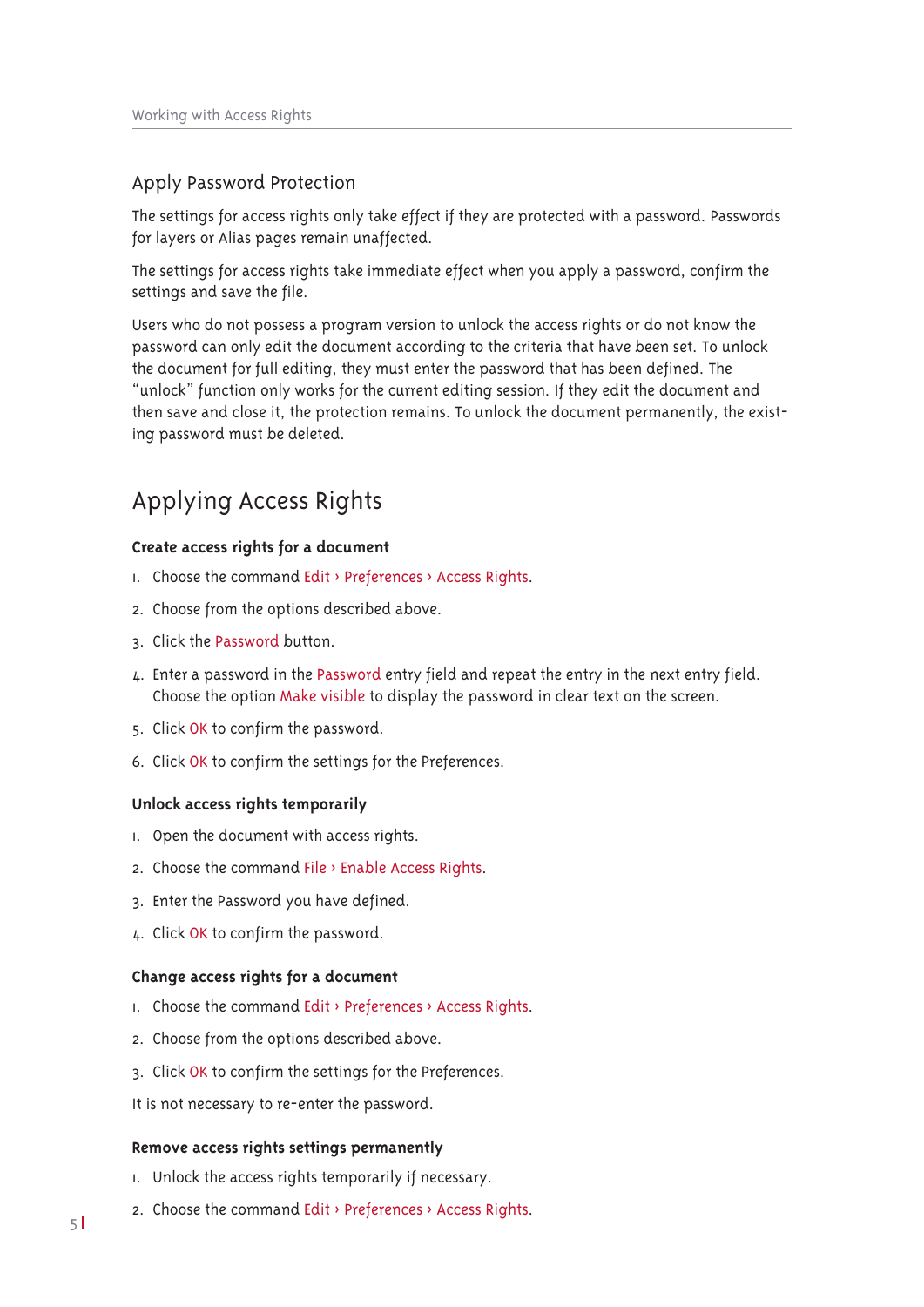## Apply Password Protection

The settings for access rights only take effect if they are protected with a password. Passwords for layers or Alias pages remain unaffected.

The settings for access rights take immediate effect when you apply a password, confirm the settings and save the file.

Users who do not possess a program version to unlock the access rights or do not know the password can only edit the document according to the criteria that have been set. To unlock the document for full editing, they must enter the password that has been defined. The "unlock" function only works for the current editing session. If they edit the document and then save and close it, the protection remains. To unlock the document permanently, the existing password must be deleted.

# Applying Access Rights

**Create access rights for a document**

1. Choose the command Edit › Preferences › Access Rights.
2. Choose from the options described above.
3. Click the Password button.
4. Enter a password in the Password entry field and repeat the entry in the next entry field. Choose the option Make visible to display the password in clear text on the screen.
5. Click OK to confirm the password.
6. Click OK to confirm the settings for the Preferences.

**Unlock access rights temporarily**

1. Open the document with access rights.
2. Choose the command File › Enable Access Rights.
3. Enter the Password you have defined.
4. Click OK to confirm the password.

**Change access rights for a document**

1. Choose the command Edit › Preferences › Access Rights.
2. Choose from the options described above.
3. Click OK to confirm the settings for the Preferences.

It is not necessary to re-enter the password.

**Remove access rights settings permanently**

1. Unlock the access rights temporarily if necessary.
2. Choose the command Edit › Preferences › Access Rights.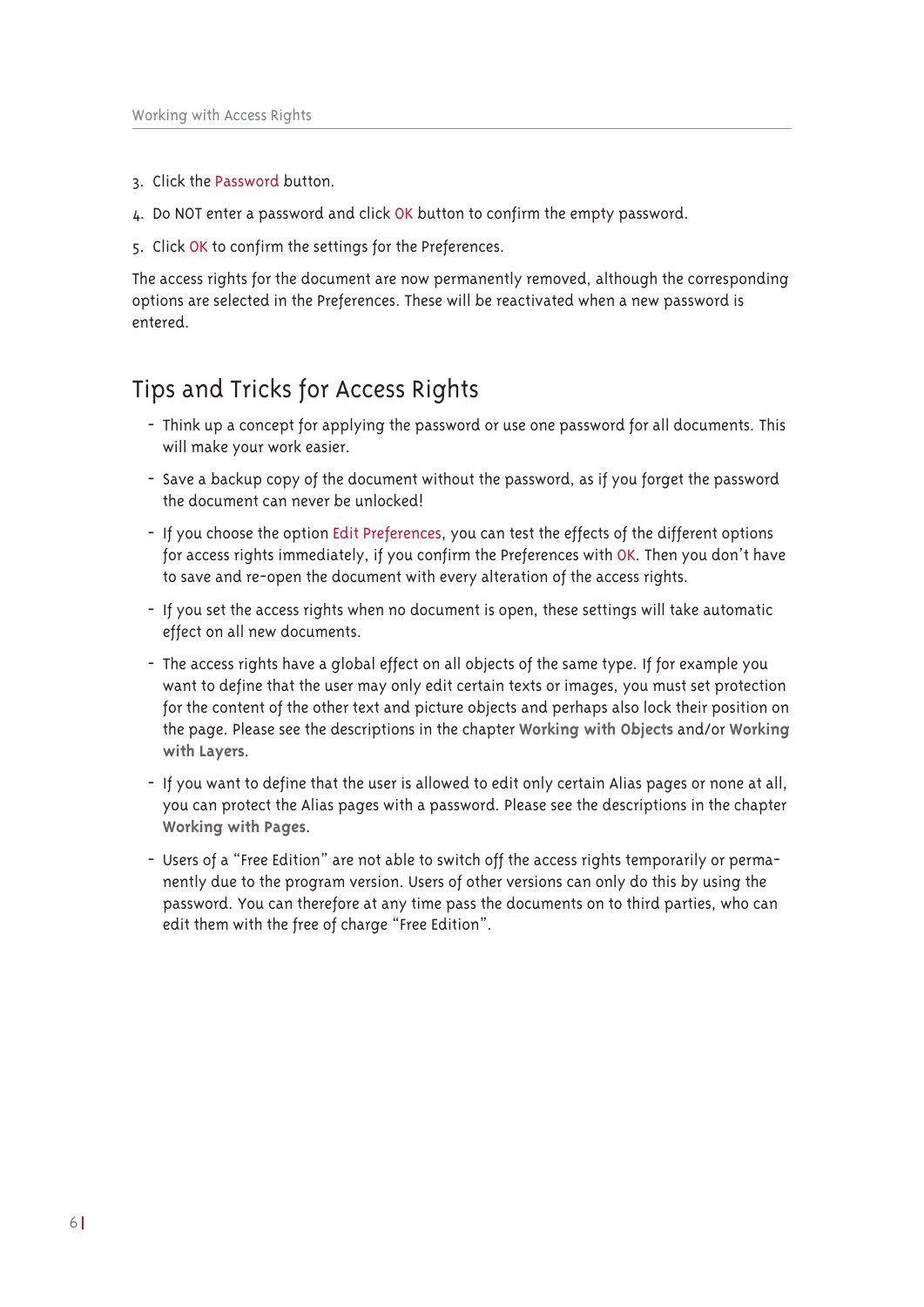3. Click the Password button.
4. Do NOT enter a password and click OK button to confirm the empty password.
5. Click OK to confirm the settings for the Preferences.

The access rights for the document are now permanently removed, although the corresponding options are selected in the Preferences. These will be reactivated when a new password is entered.

## Tips and Tricks for Access Rights

- Think up a concept for applying the password or use one password for all documents. This will make your work easier.
- Save a backup copy of the document without the password, as if you forget the password the document can never be unlocked!
- If you choose the option Edit Preferences, you can test the effects of the different options for access rights immediately, if you confirm the Preferences with OK. Then you don't have to save and re-open the document with every alteration of the access rights.
- If you set the access rights when no document is open, these settings will take automatic effect on all new documents.
- The access rights have a global effect on all objects of the same type. If for example you want to define that the user may only edit certain texts or images, you must set protection for the content of the other text and picture objects and perhaps also lock their position on the page. Please see the descriptions in the chapter **Working with Objects** and/or **Working with Layers**.
- If you want to define that the user is allowed to edit only certain Alias pages or none at all, you can protect the Alias pages with a password. Please see the descriptions in the chapter **Working with Pages**.
- Users of a "Free Edition" are not able to switch off the access rights temporarily or permanently due to the program version. Users of other versions can only do this by using the password. You can therefore at any time pass the documents on to third parties, who can edit them with the free of charge "Free Edition".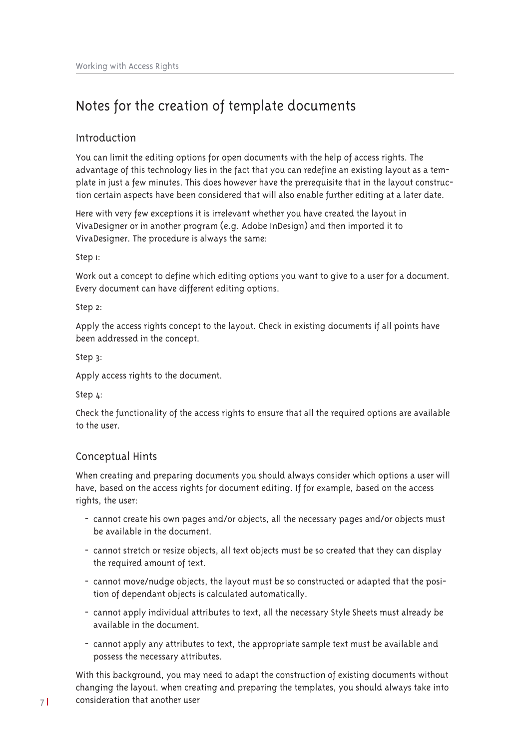# Notes for the creation of template documents

## Introduction

You can limit the editing options for open documents with the help of access rights. The advantage of this technology lies in the fact that you can redefine an existing layout as a template in just a few minutes. This does however have the prerequisite that in the layout construction certain aspects have been considered that will also enable further editing at a later date.

Here with very few exceptions it is irrelevant whether you have created the layout in VivaDesigner or in another program (e.g. Adobe InDesign) and then imported it to VivaDesigner. The procedure is always the same:

Step 1:

Work out a concept to define which editing options you want to give to a user for a document. Every document can have different editing options.

Step 2:

Apply the access rights concept to the layout. Check in existing documents if all points have been addressed in the concept.

Step 3:

Apply access rights to the document.

Step 4:

Check the functionality of the access rights to ensure that all the required options are available to the user.

## Conceptual Hints

When creating and preparing documents you should always consider which options a user will have, based on the access rights for document editing. If for example, based on the access rights, the user:

- cannot create his own pages and/or objects, all the necessary pages and/or objects must be available in the document.
- cannot stretch or resize objects, all text objects must be so created that they can display the required amount of text.
- cannot move/nudge objects, the layout must be so constructed or adapted that the position of dependant objects is calculated automatically.
- cannot apply individual attributes to text, all the necessary Style Sheets must already be available in the document.
- cannot apply any attributes to text, the appropriate sample text must be available and possess the necessary attributes.

With this background, you may need to adapt the construction of existing documents without changing the layout. when creating and preparing the templates, you should always take into consideration that another user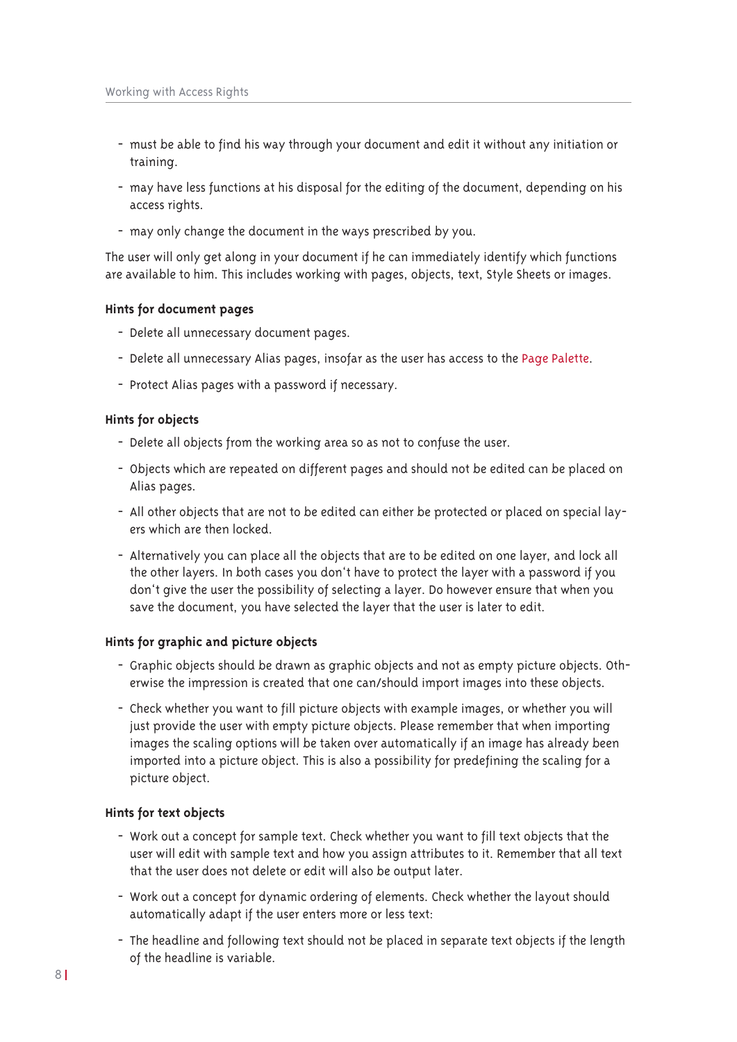- must be able to find his way through your document and edit it without any initiation or training.
- may have less functions at his disposal for the editing of the document, depending on his access rights.
- may only change the document in the ways prescribed by you.

The user will only get along in your document if he can immediately identify which functions are available to him. This includes working with pages, objects, text, Style Sheets or images.

**Hints for document pages**

- Delete all unnecessary document pages.
- Delete all unnecessary Alias pages, insofar as the user has access to the Page Palette.
- Protect Alias pages with a password if necessary.

**Hints for objects**

- Delete all objects from the working area so as not to confuse the user.
- Objects which are repeated on different pages and should not be edited can be placed on Alias pages.
- All other objects that are not to be edited can either be protected or placed on special layers which are then locked.
- Alternatively you can place all the objects that are to be edited on one layer, and lock all the other layers. In both cases you don't have to protect the layer with a password if you don't give the user the possibility of selecting a layer. Do however ensure that when you save the document, you have selected the layer that the user is later to edit.

**Hints for graphic and picture objects**

- Graphic objects should be drawn as graphic objects and not as empty picture objects. Otherwise the impression is created that one can/should import images into these objects.
- Check whether you want to fill picture objects with example images, or whether you will just provide the user with empty picture objects. Please remember that when importing images the scaling options will be taken over automatically if an image has already been imported into a picture object. This is also a possibility for predefining the scaling for a picture object.

**Hints for text objects**

- Work out a concept for sample text. Check whether you want to fill text objects that the user will edit with sample text and how you assign attributes to it. Remember that all text that the user does not delete or edit will also be output later.
- Work out a concept for dynamic ordering of elements. Check whether the layout should automatically adapt if the user enters more or less text:
- The headline and following text should not be placed in separate text objects if the length of the headline is variable.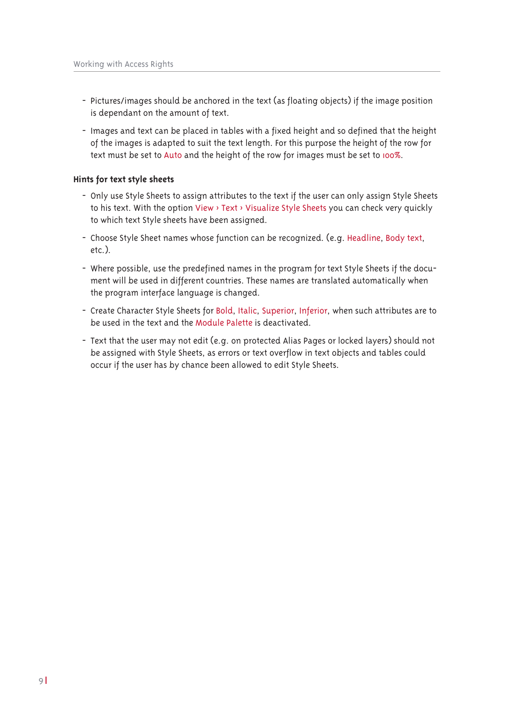- Pictures/images should be anchored in the text (as floating objects) if the image position is dependant on the amount of text.
- Images and text can be placed in tables with a fixed height and so defined that the height of the images is adapted to suit the text length. For this purpose the height of the row for text must be set to Auto and the height of the row for images must be set to 100%.

### Hints for text style sheets

- Only use Style Sheets to assign attributes to the text if the user can only assign Style Sheets to his text. With the option View › Text › Visualize Style Sheets you can check very quickly to which text Style sheets have been assigned.
- Choose Style Sheet names whose function can be recognized. (e.g. Headline, Body text, etc.).
- Where possible, use the predefined names in the program for text Style Sheets if the document will be used in different countries. These names are translated automatically when the program interface language is changed.
- Create Character Style Sheets for Bold, Italic, Superior, Inferior, when such attributes are to be used in the text and the Module Palette is deactivated.
- Text that the user may not edit (e.g. on protected Alias Pages or locked layers) should not be assigned with Style Sheets, as errors or text overflow in text objects and tables could occur if the user has by chance been allowed to edit Style Sheets.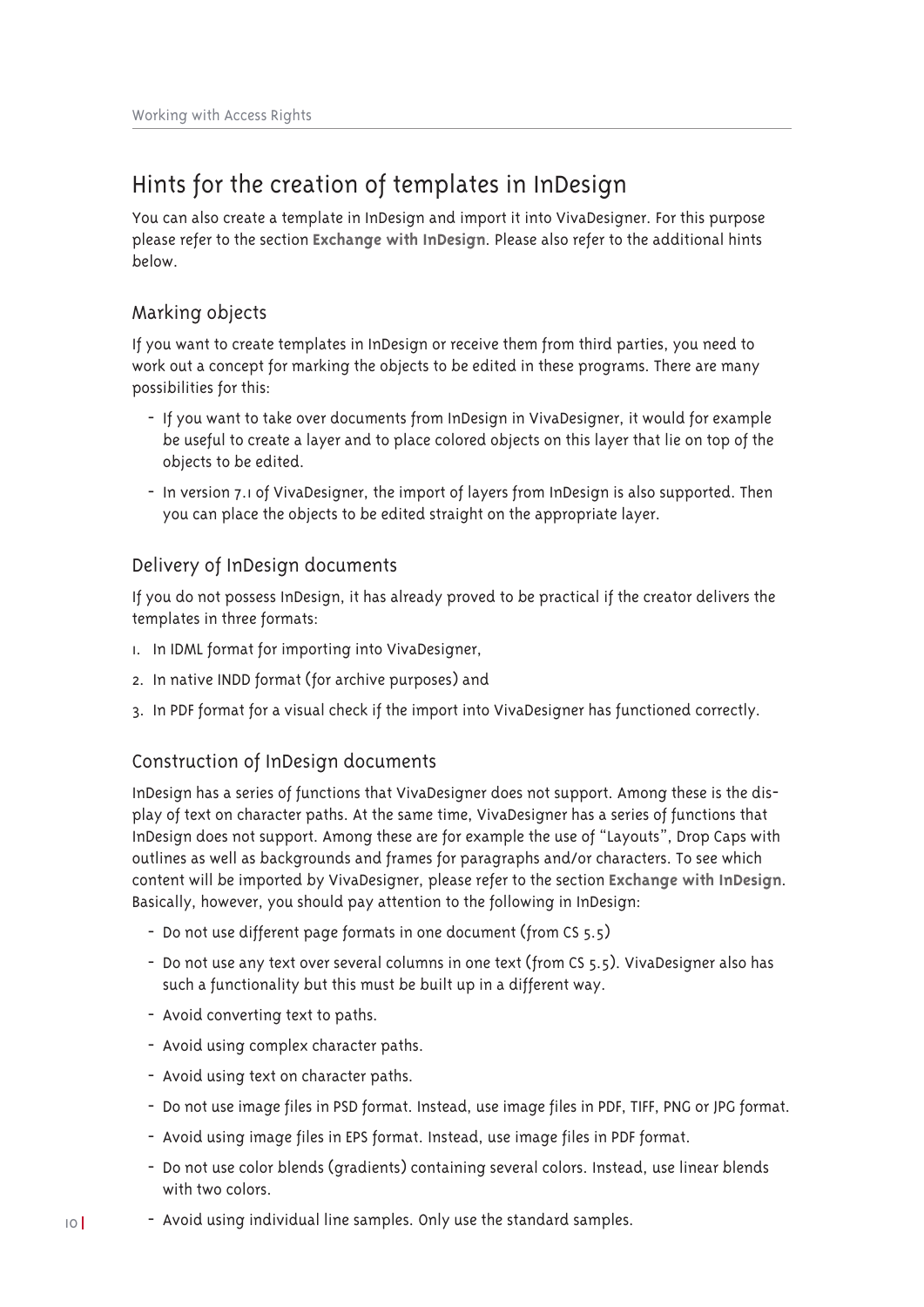# Hints for the creation of templates in InDesign

You can also create a template in InDesign and import it into VivaDesigner. For this purpose please refer to the section **Exchange with InDesign**. Please also refer to the additional hints below.

## Marking objects

If you want to create templates in InDesign or receive them from third parties, you need to work out a concept for marking the objects to be edited in these programs. There are many possibilities for this:

- If you want to take over documents from InDesign in VivaDesigner, it would for example be useful to create a layer and to place colored objects on this layer that lie on top of the objects to be edited.
- In version 7.1 of VivaDesigner, the import of layers from InDesign is also supported. Then you can place the objects to be edited straight on the appropriate layer.

## Delivery of InDesign documents

If you do not possess InDesign, it has already proved to be practical if the creator delivers the templates in three formats:

1. In IDML format for importing into VivaDesigner,
2. In native INDD format (for archive purposes) and
3. In PDF format for a visual check if the import into VivaDesigner has functioned correctly.

## Construction of InDesign documents

InDesign has a series of functions that VivaDesigner does not support. Among these is the display of text on character paths. At the same time, VivaDesigner has a series of functions that InDesign does not support. Among these are for example the use of "Layouts", Drop Caps with outlines as well as backgrounds and frames for paragraphs and/or characters. To see which content will be imported by VivaDesigner, please refer to the section **Exchange with InDesign**. Basically, however, you should pay attention to the following in InDesign:

- Do not use different page formats in one document (from CS 5.5)
- Do not use any text over several columns in one text (from CS 5.5). VivaDesigner also has such a functionality but this must be built up in a different way.
- Avoid converting text to paths.
- Avoid using complex character paths.
- Avoid using text on character paths.
- Do not use image files in PSD format. Instead, use image files in PDF, TIFF, PNG or JPG format.
- Avoid using image files in EPS format. Instead, use image files in PDF format.
- Do not use color blends (gradients) containing several colors. Instead, use linear blends with two colors.
- Avoid using individual line samples. Only use the standard samples.